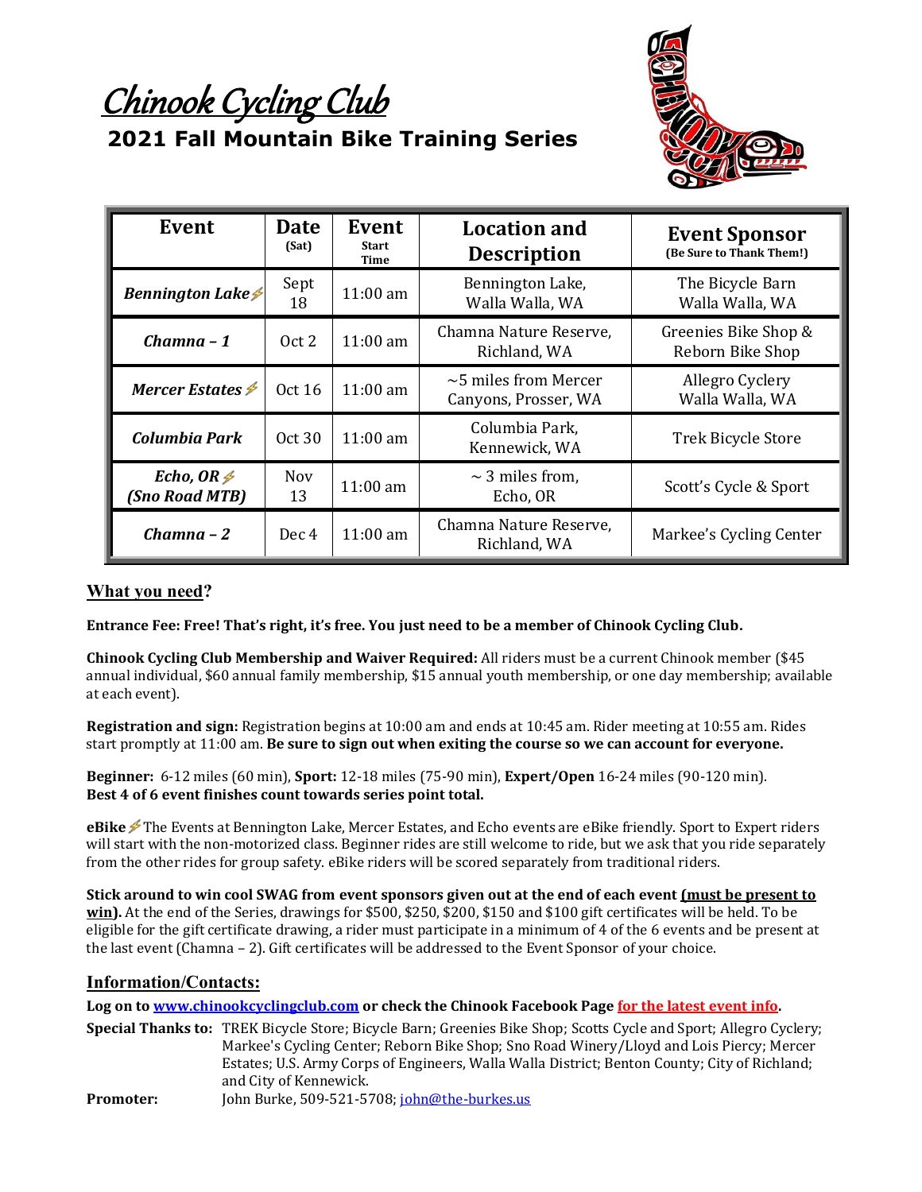# Chinook Cycling Club

## 2021 Fall Mountain Bike Training Series

| Event | Date (Sat) | Event Start Time | Location and Description | Event Sponsor (Be Sure to Thank Them!) |
|---|---|---|---|---|
| ***Bennington Lake*** ⚡ | Sept 18 | 11:00 am | Bennington Lake, Walla Walla, WA | The Bicycle Barn Walla Walla, WA |
| ***Chamna – 1*** | Oct 2 | 11:00 am | Chamna Nature Reserve, Richland, WA | Greenies Bike Shop & Reborn Bike Shop |
| ***Mercer Estates*** ⚡ | Oct 16 | 11:00 am | ~5 miles from Mercer Canyons, Prosser, WA | Allegro Cyclery Walla Walla, WA |
| ***Columbia Park*** | Oct 30 | 11:00 am | Columbia Park, Kennewick, WA | Trek Bicycle Store |
| ***Echo, OR*** ⚡ ***(Sno Road MTB)*** | Nov 13 | 11:00 am | ~ 3 miles from, Echo, OR | Scott's Cycle & Sport |
| ***Chamna – 2*** | Dec 4 | 11:00 am | Chamna Nature Reserve, Richland, WA | Markee's Cycling Center |

### What you need?

**Entrance Fee: Free! That's right, it's free. You just need to be a member of Chinook Cycling Club.**

**Chinook Cycling Club Membership and Waiver Required:** All riders must be a current Chinook member ($45 annual individual, $60 annual family membership, $15 annual youth membership, or one day membership; available at each event).

**Registration and sign:** Registration begins at 10:00 am and ends at 10:45 am. Rider meeting at 10:55 am. Rides start promptly at 11:00 am. **Be sure to sign out when exiting the course so we can account for everyone.**

**Beginner:** 6-12 miles (60 min), **Sport:** 12-18 miles (75-90 min), **Expert/Open** 16-24 miles (90-120 min). **Best 4 of 6 event finishes count towards series point total.**

**eBike** ⚡ The Events at Bennington Lake, Mercer Estates, and Echo events are eBike friendly. Sport to Expert riders will start with the non-motorized class. Beginner rides are still welcome to ride, but we ask that you ride separately from the other rides for group safety. eBike riders will be scored separately from traditional riders.

**Stick around to win cool SWAG from event sponsors given out at the end of each event <u>(must be present to win)</u>.** At the end of the Series, drawings for $500, $250, $200, $150 and $100 gift certificates will be held. To be eligible for the gift certificate drawing, a rider must participate in a minimum of 4 of the 6 events and be present at the last event (Chamna – 2). Gift certificates will be addressed to the Event Sponsor of your choice.

### Information/Contacts:

**Log on to [www.chinookcyclingclub.com](http://www.chinookcyclingclub.com) or check the Chinook Facebook Page for the latest event info.**

**Special Thanks to:** TREK Bicycle Store; Bicycle Barn; Greenies Bike Shop; Scotts Cycle and Sport; Allegro Cyclery; Markee's Cycling Center; Reborn Bike Shop; Sno Road Winery/Lloyd and Lois Piercy; Mercer Estates; U.S. Army Corps of Engineers, Walla Walla District; Benton County; City of Richland; and City of Kennewick.

**Promoter:** John Burke, 509-521-5708; [john@the-burkes.us](mailto:john@the-burkes.us)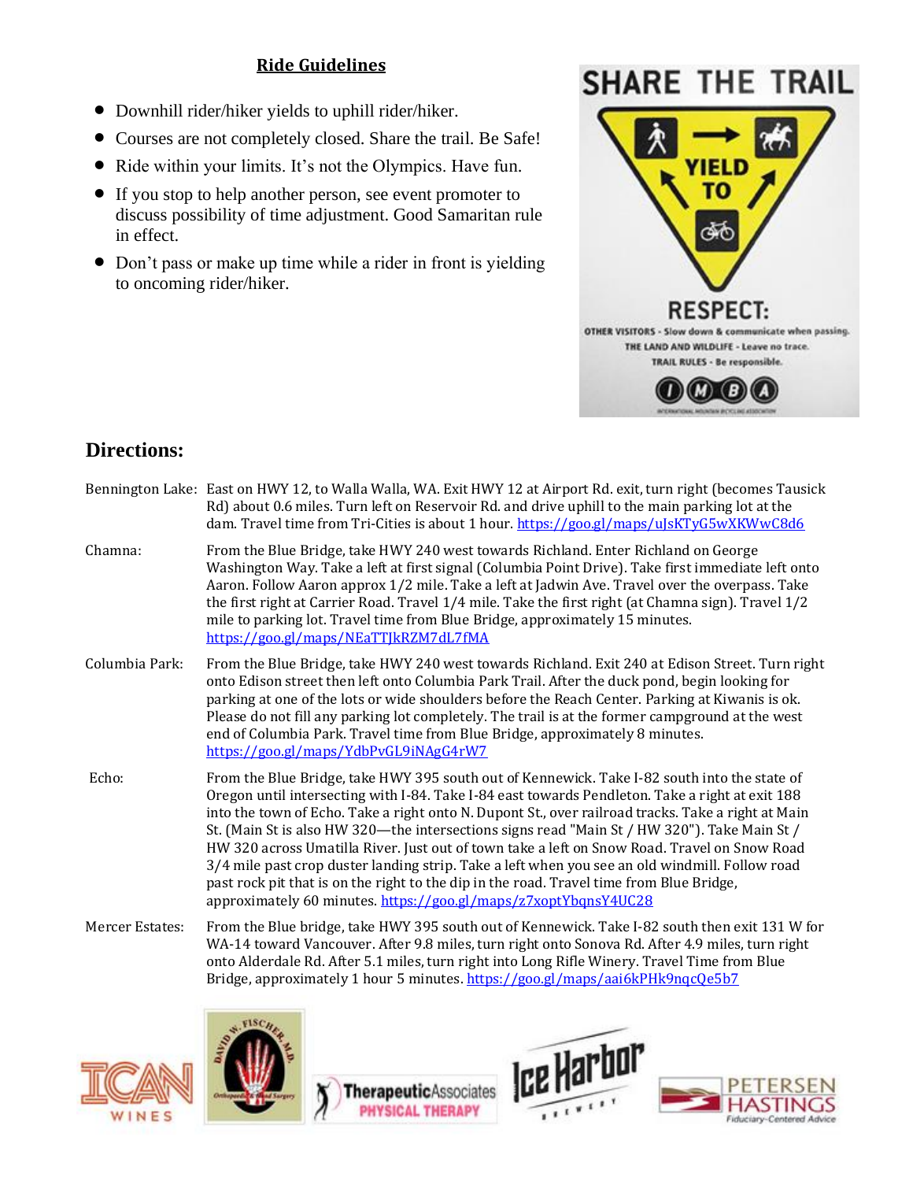## Ride Guidelines

- Downhill rider/hiker yields to uphill rider/hiker.
- Courses are not completely closed. Share the trail. Be Safe!
- Ride within your limits. It's not the Olympics. Have fun.
- If you stop to help another person, see event promoter to discuss possibility of time adjustment. Good Samaritan rule in effect.
- Don't pass or make up time while a rider in front is yielding to oncoming rider/hiker.

SHARE THE TRAIL

YIELD TO

RESPECT:

OTHER VISITORS - Slow down & communicate when passing.

THE LAND AND WILDLIFE - Leave no trace.

TRAIL RULES - Be responsible.

IMBA

## Directions:

| | |
|---|---|
| Bennington Lake: | East on HWY 12, to Walla Walla, WA. Exit HWY 12 at Airport Rd. exit, turn right (becomes Tausick Rd) about 0.6 miles. Turn left on Reservoir Rd. and drive uphill to the main parking lot at the dam. Travel time from Tri-Cities is about 1 hour. https://goo.gl/maps/uJsKTyG5wXKWwC8d6 |
| Chamna: | From the Blue Bridge, take HWY 240 west towards Richland. Enter Richland on George Washington Way. Take a left at first signal (Columbia Point Drive). Take first immediate left onto Aaron. Follow Aaron approx 1/2 mile. Take a left at Jadwin Ave. Travel over the overpass. Take the first right at Carrier Road. Travel 1/4 mile. Take the first right (at Chamna sign). Travel 1/2 mile to parking lot. Travel time from Blue Bridge, approximately 15 minutes. https://goo.gl/maps/NEaTTJkRZM7dL7fMA |
| Columbia Park: | From the Blue Bridge, take HWY 240 west towards Richland. Exit 240 at Edison Street. Turn right onto Edison street then left onto Columbia Park Trail. After the duck pond, begin looking for parking at one of the lots or wide shoulders before the Reach Center. Parking at Kiwanis is ok. Please do not fill any parking lot completely. The trail is at the former campground at the west end of Columbia Park. Travel time from Blue Bridge, approximately 8 minutes. https://goo.gl/maps/YdbPvGL9iNAgG4rW7 |
| Echo: | From the Blue Bridge, take HWY 395 south out of Kennewick. Take I-82 south into the state of Oregon until intersecting with I-84. Take I-84 east towards Pendleton. Take a right at exit 188 into the town of Echo. Take a right onto N. Dupont St., over railroad tracks. Take a right at Main St. (Main St is also HW 320—the intersections signs read "Main St / HW 320"). Take Main St / HW 320 across Umatilla River. Just out of town take a left on Snow Road. Travel on Snow Road 3/4 mile past crop duster landing strip. Take a left when you see an old windmill. Follow road past rock pit that is on the right to the dip in the road. Travel time from Blue Bridge, approximately 60 minutes. https://goo.gl/maps/z7xoptYbqnsY4UC28 |
| Mercer Estates: | From the Blue bridge, take HWY 395 south out of Kennewick. Take I-82 south then exit 131 W for WA-14 toward Vancouver. After 9.8 miles, turn right onto Sonova Rd. After 4.9 miles, turn right onto Alderdale Rd. After 5.1 miles, turn right into Long Rifle Winery. Travel Time from Blue Bridge, approximately 1 hour 5 minutes. https://goo.gl/maps/aai6kPHk9nqcQe5b7 |

ICAN WINES

David W. Fischer, M.D. Orthopaedic & Hand Surgery

Therapeutic Associates PHYSICAL THERAPY

Ice Harbor BREWERY

PETERSEN HASTINGS Fiduciary-Centered Advice